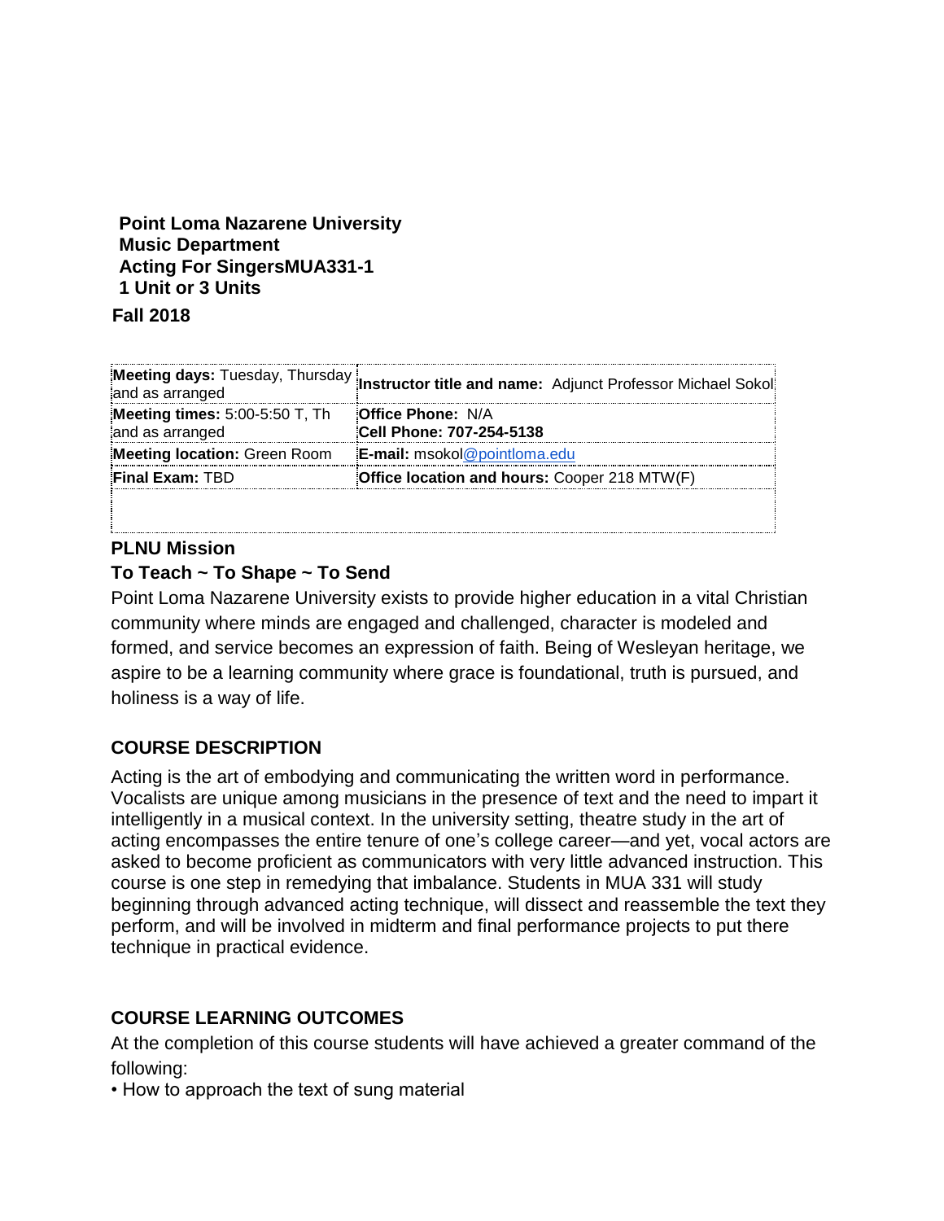**Point Loma Nazarene University**
**Music Department**
**Acting For SingersMUA331-1**
**1 Unit or 3 Units**

**Fall 2018**

| | |
|---|---|
| **Meeting days:** Tuesday, Thursday and as arranged | **Instructor title and name:** Adjunct Professor Michael Sokol |
| **Meeting times:** 5:00-5:50 T, Th and as arranged | **Office Phone:** N/A<br>**Cell Phone: 707-254-5138** |
| **Meeting location:** Green Room | **E-mail:** msokol@pointloma.edu |
| **Final Exam:** TBD | **Office location and hours:** Cooper 218 MTW(F) |
| | |

## PLNU Mission

### To Teach ~ To Shape ~ To Send

Point Loma Nazarene University exists to provide higher education in a vital Christian community where minds are engaged and challenged, character is modeled and formed, and service becomes an expression of faith. Being of Wesleyan heritage, we aspire to be a learning community where grace is foundational, truth is pursued, and holiness is a way of life.

## COURSE DESCRIPTION

Acting is the art of embodying and communicating the written word in performance. Vocalists are unique among musicians in the presence of text and the need to impart it intelligently in a musical context. In the university setting, theatre study in the art of acting encompasses the entire tenure of one's college career—and yet, vocal actors are asked to become proficient as communicators with very little advanced instruction. This course is one step in remedying that imbalance. Students in MUA 331 will study beginning through advanced acting technique, will dissect and reassemble the text they perform, and will be involved in midterm and final performance projects to put there technique in practical evidence.

## COURSE LEARNING OUTCOMES

At the completion of this course students will have achieved a greater command of the following:

• How to approach the text of sung material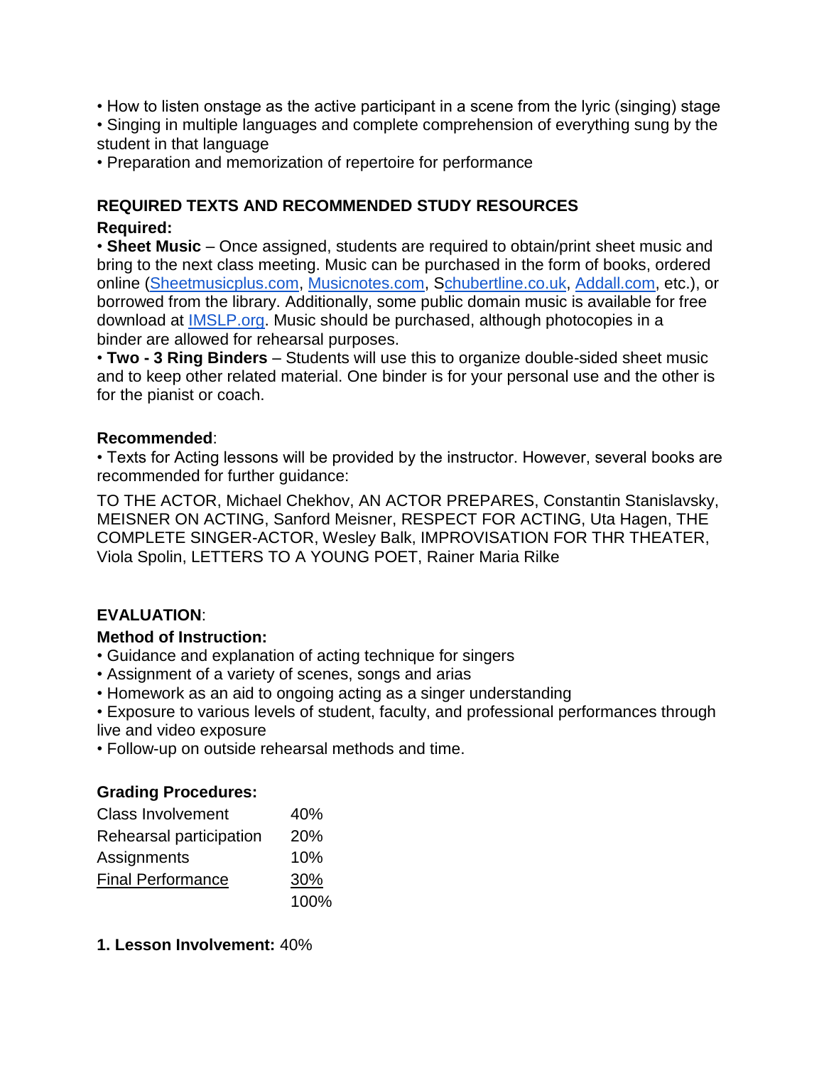- How to listen onstage as the active participant in a scene from the lyric (singing) stage
- Singing in multiple languages and complete comprehension of everything sung by the student in that language
- Preparation and memorization of repertoire for performance

## REQUIRED TEXTS AND RECOMMENDED STUDY RESOURCES

**Required:**

- **Sheet Music** – Once assigned, students are required to obtain/print sheet music and bring to the next class meeting. Music can be purchased in the form of books, ordered online (Sheetmusicplus.com, Musicnotes.com, Schubertline.co.uk, Addall.com, etc.), or borrowed from the library. Additionally, some public domain music is available for free download at IMSLP.org. Music should be purchased, although photocopies in a binder are allowed for rehearsal purposes.
- **Two - 3 Ring Binders** – Students will use this to organize double-sided sheet music and to keep other related material. One binder is for your personal use and the other is for the pianist or coach.

**Recommended**:

- Texts for Acting lessons will be provided by the instructor. However, several books are recommended for further guidance:

TO THE ACTOR, Michael Chekhov, AN ACTOR PREPARES, Constantin Stanislavsky, MEISNER ON ACTING, Sanford Meisner, RESPECT FOR ACTING, Uta Hagen, THE COMPLETE SINGER-ACTOR, Wesley Balk, IMPROVISATION FOR THR THEATER, Viola Spolin, LETTERS TO A YOUNG POET, Rainer Maria Rilke

## EVALUATION:

**Method of Instruction:**

- Guidance and explanation of acting technique for singers
- Assignment of a variety of scenes, songs and arias
- Homework as an aid to ongoing acting as a singer understanding
- Exposure to various levels of student, faculty, and professional performances through live and video exposure
- Follow-up on outside rehearsal methods and time.

**Grading Procedures:**

| | |
|---|---|
| Class Involvement | 40% |
| Rehearsal participation | 20% |
| Assignments | 10% |
| Final Performance | 30% |
| | 100% |

**1. Lesson Involvement:** 40%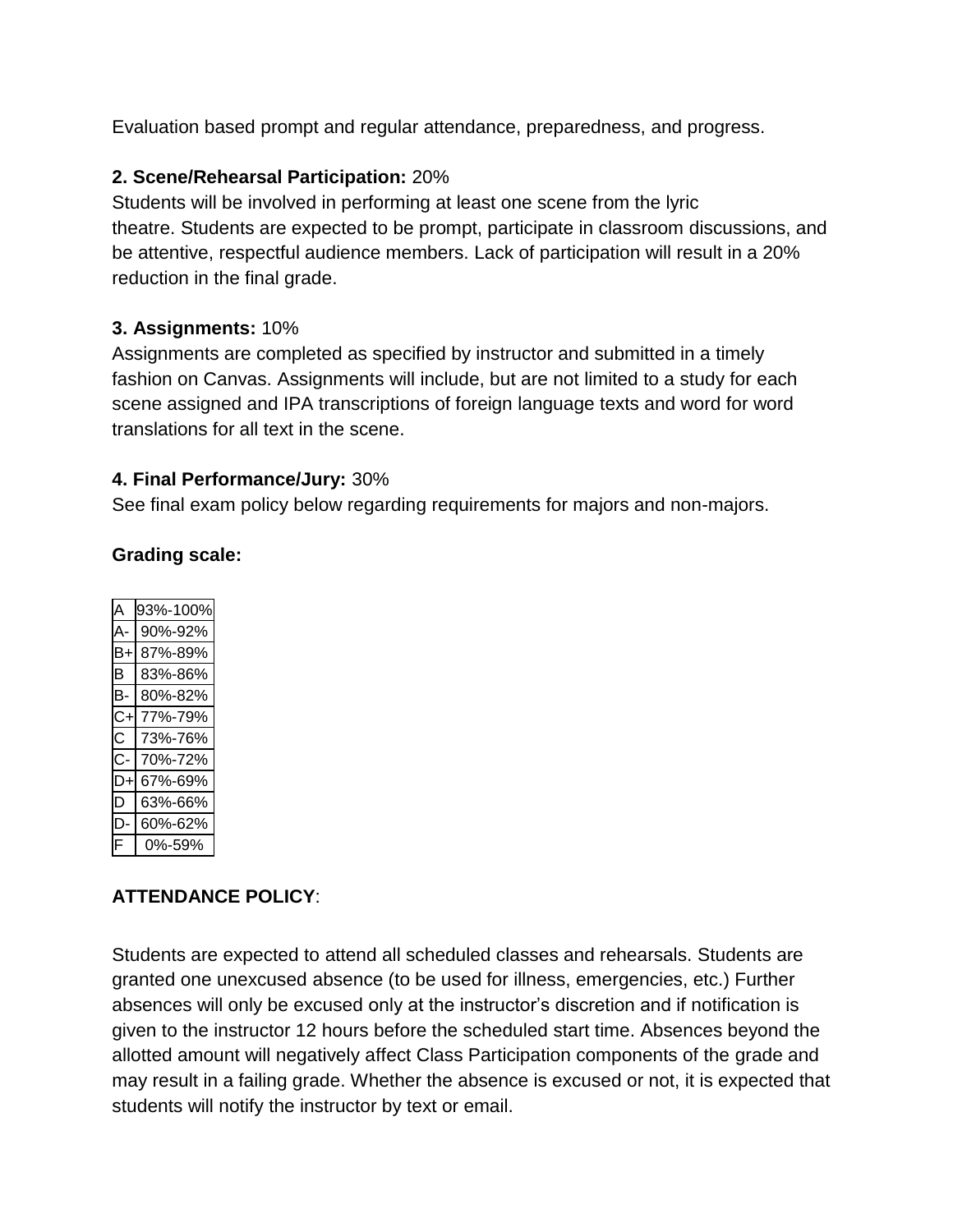Evaluation based prompt and regular attendance, preparedness, and progress.

**2. Scene/Rehearsal Participation:** 20%
Students will be involved in performing at least one scene from the lyric theatre. Students are expected to be prompt, participate in classroom discussions, and be attentive, respectful audience members. Lack of participation will result in a 20% reduction in the final grade.

**3. Assignments:** 10%
Assignments are completed as specified by instructor and submitted in a timely fashion on Canvas. Assignments will include, but are not limited to a study for each scene assigned and IPA transcriptions of foreign language texts and word for word translations for all text in the scene.

**4. Final Performance/Jury:** 30%
See final exam policy below regarding requirements for majors and non-majors.

**Grading scale:**

| | |
|---|---|
| A | 93%-100% |
| A- | 90%-92% |
| B+ | 87%-89% |
| B | 83%-86% |
| B- | 80%-82% |
| C+ | 77%-79% |
| C | 73%-76% |
| C- | 70%-72% |
| D+ | 67%-69% |
| D | 63%-66% |
| D- | 60%-62% |
| F | 0%-59% |

**ATTENDANCE POLICY**:

Students are expected to attend all scheduled classes and rehearsals. Students are granted one unexcused absence (to be used for illness, emergencies, etc.) Further absences will only be excused only at the instructor's discretion and if notification is given to the instructor 12 hours before the scheduled start time. Absences beyond the allotted amount will negatively affect Class Participation components of the grade and may result in a failing grade. Whether the absence is excused or not, it is expected that students will notify the instructor by text or email.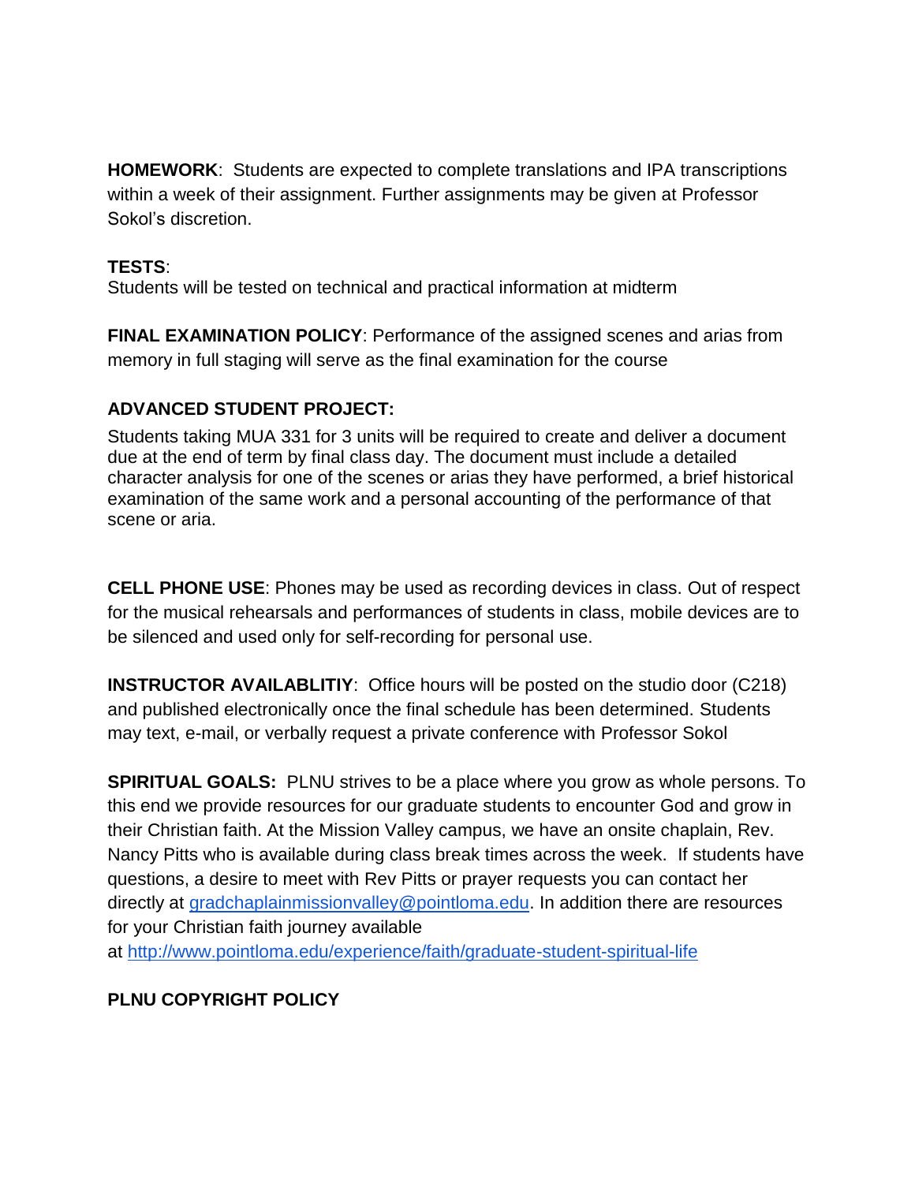**HOMEWORK**: Students are expected to complete translations and IPA transcriptions within a week of their assignment. Further assignments may be given at Professor Sokol's discretion.

**TESTS**:
Students will be tested on technical and practical information at midterm

**FINAL EXAMINATION POLICY**: Performance of the assigned scenes and arias from memory in full staging will serve as the final examination for the course

**ADVANCED STUDENT PROJECT:**

Students taking MUA 331 for 3 units will be required to create and deliver a document due at the end of term by final class day. The document must include a detailed character analysis for one of the scenes or arias they have performed, a brief historical examination of the same work and a personal accounting of the performance of that scene or aria.

**CELL PHONE USE**: Phones may be used as recording devices in class. Out of respect for the musical rehearsals and performances of students in class, mobile devices are to be silenced and used only for self-recording for personal use.

**INSTRUCTOR AVAILABLITIY**: Office hours will be posted on the studio door (C218) and published electronically once the final schedule has been determined. Students may text, e-mail, or verbally request a private conference with Professor Sokol

**SPIRITUAL GOALS:** PLNU strives to be a place where you grow as whole persons. To this end we provide resources for our graduate students to encounter God and grow in their Christian faith. At the Mission Valley campus, we have an onsite chaplain, Rev. Nancy Pitts who is available during class break times across the week. If students have questions, a desire to meet with Rev Pitts or prayer requests you can contact her directly at [gradchaplainmissionvalley@pointloma.edu](mailto:gradchaplainmissionvalley@pointloma.edu). In addition there are resources for your Christian faith journey available at [http://www.pointloma.edu/experience/faith/graduate-student-spiritual-life](http://www.pointloma.edu/experience/faith/graduate-student-spiritual-life)

**PLNU COPYRIGHT POLICY**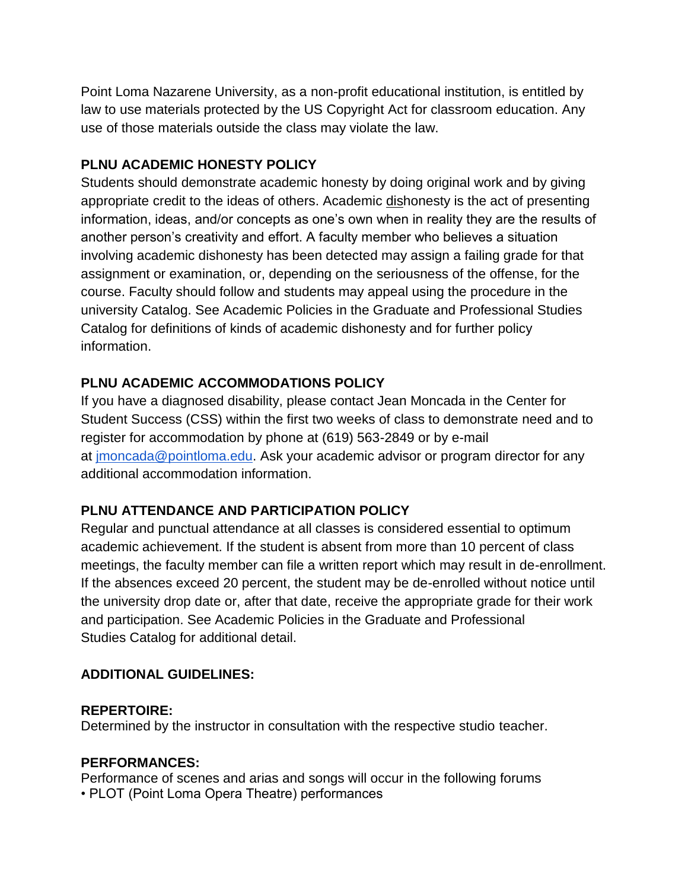Point Loma Nazarene University, as a non-profit educational institution, is entitled by law to use materials protected by the US Copyright Act for classroom education. Any use of those materials outside the class may violate the law.

**PLNU ACADEMIC HONESTY POLICY**

Students should demonstrate academic honesty by doing original work and by giving appropriate credit to the ideas of others. Academic dishonesty is the act of presenting information, ideas, and/or concepts as one's own when in reality they are the results of another person's creativity and effort. A faculty member who believes a situation involving academic dishonesty has been detected may assign a failing grade for that assignment or examination, or, depending on the seriousness of the offense, for the course. Faculty should follow and students may appeal using the procedure in the university Catalog. See Academic Policies in the Graduate and Professional Studies Catalog for definitions of kinds of academic dishonesty and for further policy information.

**PLNU ACADEMIC ACCOMMODATIONS POLICY**

If you have a diagnosed disability, please contact Jean Moncada in the Center for Student Success (CSS) within the first two weeks of class to demonstrate need and to register for accommodation by phone at (619) 563-2849 or by e-mail at [jmoncada@pointloma.edu](mailto:jmoncada@pointloma.edu). Ask your academic advisor or program director for any additional accommodation information.

**PLNU ATTENDANCE AND PARTICIPATION POLICY**

Regular and punctual attendance at all classes is considered essential to optimum academic achievement. If the student is absent from more than 10 percent of class meetings, the faculty member can file a written report which may result in de-enrollment. If the absences exceed 20 percent, the student may be de-enrolled without notice until the university drop date or, after that date, receive the appropriate grade for their work and participation. See Academic Policies in the Graduate and Professional Studies Catalog for additional detail.

**ADDITIONAL GUIDELINES:**

**REPERTOIRE:**
Determined by the instructor in consultation with the respective studio teacher.

**PERFORMANCES:**
Performance of scenes and arias and songs will occur in the following forums

- PLOT (Point Loma Opera Theatre) performances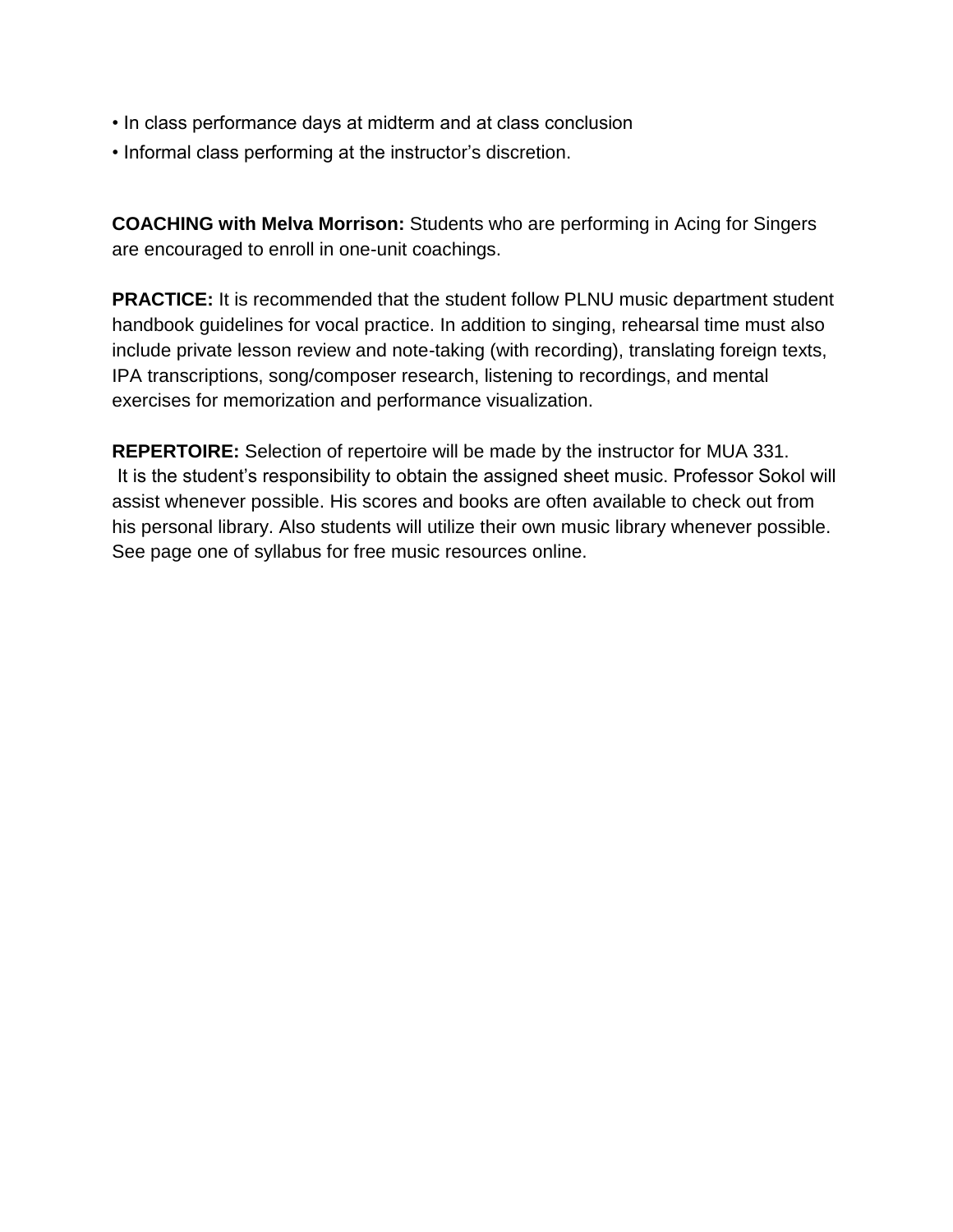- In class performance days at midterm and at class conclusion
- Informal class performing at the instructor's discretion.

**COACHING with Melva Morrison:** Students who are performing in Acing for Singers are encouraged to enroll in one-unit coachings.

**PRACTICE:** It is recommended that the student follow PLNU music department student handbook guidelines for vocal practice. In addition to singing, rehearsal time must also include private lesson review and note-taking (with recording), translating foreign texts, IPA transcriptions, song/composer research, listening to recordings, and mental exercises for memorization and performance visualization.

**REPERTOIRE:** Selection of repertoire will be made by the instructor for MUA 331. It is the student's responsibility to obtain the assigned sheet music. Professor Sokol will assist whenever possible. His scores and books are often available to check out from his personal library. Also students will utilize their own music library whenever possible. See page one of syllabus for free music resources online.